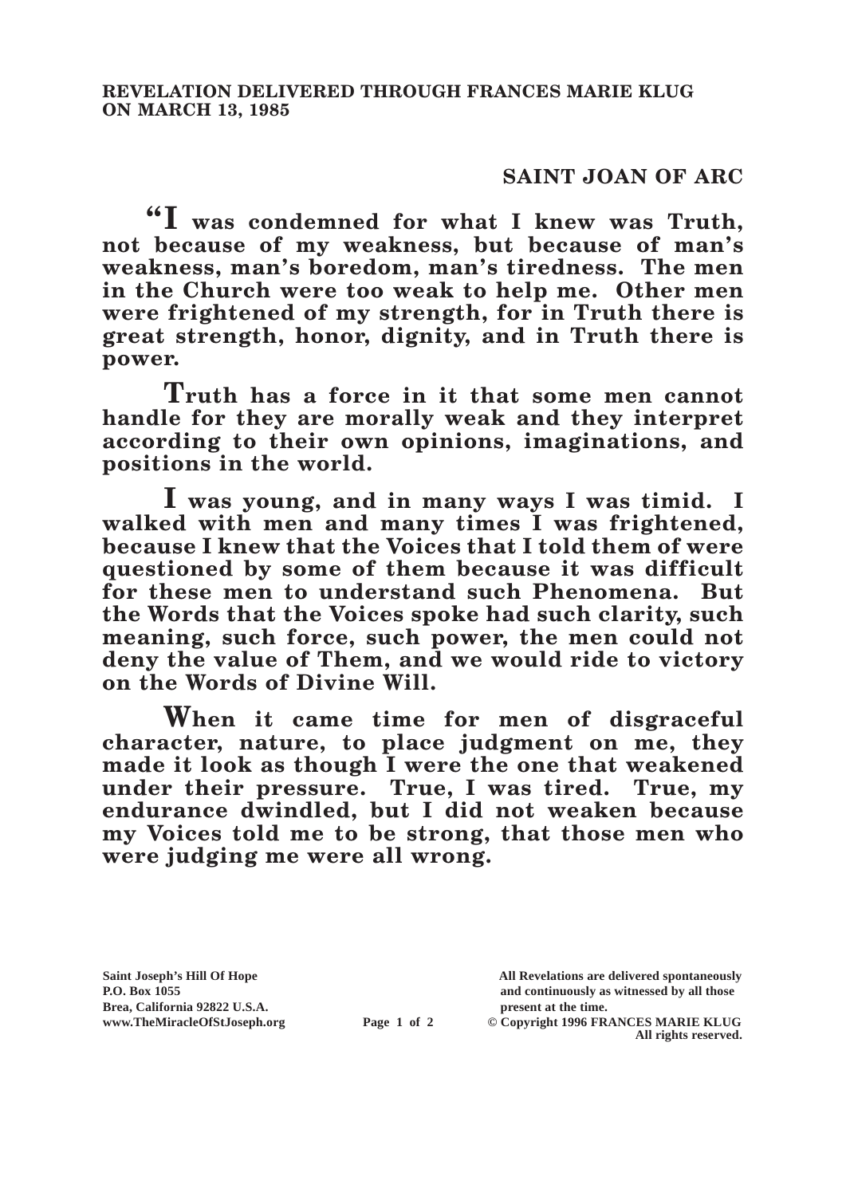**REVELATION DELIVERED THROUGH FRANCES MARIE KLUG ON MARCH 13, 1985**

## SAINT JOAN OF ARC

**"I was condemned for what I knew was Truth, not because of my weakness, but because of man's weakness, man's boredom, man's tiredness. The men in the Church were too weak to help me. Other men were frightened of my strength, for in Truth there is great strength, honor, dignity, and in Truth there is power.**

**Truth has a force in it that some men cannot handle for they are morally weak and they interpret according to their own opinions, imaginations, and positions in the world.**

**I was young, and in many ways I was timid. I walked with men and many times I was frightened, because I knew that the Voices that I told them of were questioned by some of them because it was difficult for these men to understand such Phenomena. But the Words that the Voices spoke had such clarity, such meaning, such force, such power, the men could not deny the value of Them, and we would ride to victory on the Words of Divine Will.**

**When it came time for men of disgraceful character, nature, to place judgment on me, they made it look as though I were the one that weakened under their pressure. True, I was tired. True, my endurance dwindled, but I did not weaken because my Voices told me to be strong, that those men who were judging me were all wrong.**

**Saint Joseph's Hill Of Hope**
**P.O. Box 1055**
**Brea, California 92822 U.S.A.**
**www.TheMiracleOfStJoseph.org**

**All Revelations are delivered spontaneously and continuously as witnessed by all those present at the time.**
**© Copyright 1996 FRANCES MARIE KLUG**
**All rights reserved.**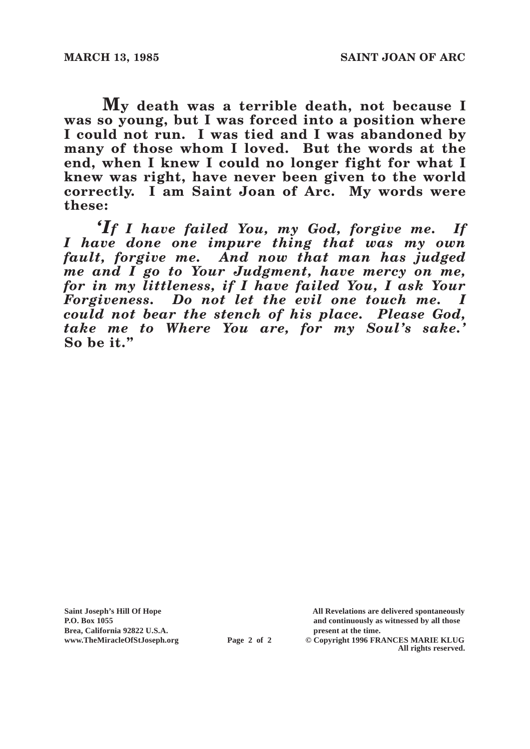**My death was a terrible death, not because I was so young, but I was forced into a position where I could not run. I was tied and I was abandoned by many of those whom I loved. But the words at the end, when I knew I could no longer fight for what I knew was right, have never been given to the world correctly. I am Saint Joan of Arc. My words were these:**

***'If I have failed You, my God, forgive me. If I have done one impure thing that was my own fault, forgive me. And now that man has judged me and I go to Your Judgment, have mercy on me, for in my littleness, if I have failed You, I ask Your Forgiveness. Do not let the evil one touch me. I could not bear the stench of his place. Please God, take me to Where You are, for my Soul's sake.'*** **So be it."**

**Saint Joseph's Hill Of Hope**
**P.O. Box 1055**
**Brea, California 92822 U.S.A.**
**www.TheMiracleOfStJoseph.org**

**All Revelations are delivered spontaneously and continuously as witnessed by all those present at the time.**
**© Copyright 1996 FRANCES MARIE KLUG**
**All rights reserved.**